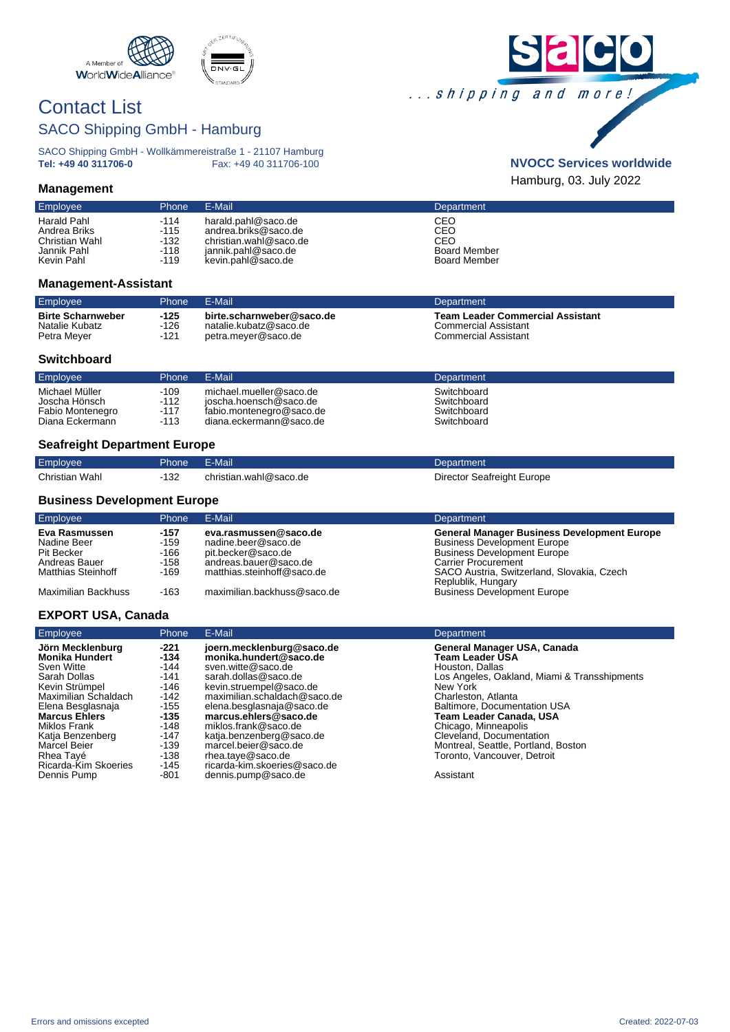A Member of WorldWideAlliance®

# Contact List

## SACO Shipping GmbH - Hamburg

SACO Shipping GmbH - Wollkämmereistraße 1 - 21107 Hamburg
**Tel: +49 40 311706-0** Fax: +49 40 311706-100

...shipping and more!

**NVOCC Services worldwide**
Hamburg, 03. July 2022

### Management

| Employee | Phone | E-Mail | Department |
|---|---|---|---|
| Harald Pahl | -114 | harald.pahl@saco.de | CEO |
| Andrea Briks | -115 | andrea.briks@saco.de | CEO |
| Christian Wahl | -132 | christian.wahl@saco.de | CEO |
| Jannik Pahl | -118 | jannik.pahl@saco.de | Board Member |
| Kevin Pahl | -119 | kevin.pahl@saco.de | Board Member |

### Management-Assistant

| Employee | Phone | E-Mail | Department |
|---|---|---|---|
| **Birte Scharnweber** | **-125** | **birte.scharnweber@saco.de** | **Team Leader Commercial Assistant** |
| Natalie Kubatz | -126 | natalie.kubatz@saco.de | Commercial Assistant |
| Petra Meyer | -121 | petra.meyer@saco.de | Commercial Assistant |

### Switchboard

| Employee | Phone | E-Mail | Department |
|---|---|---|---|
| Michael Müller | -109 | michael.mueller@saco.de | Switchboard |
| Joscha Hönsch | -112 | joscha.hoensch@saco.de | Switchboard |
| Fabio Montenegro | -117 | fabio.montenegro@saco.de | Switchboard |
| Diana Eckermann | -113 | diana.eckermann@saco.de | Switchboard |

### Seafreight Department Europe

| Employee | Phone | E-Mail | Department |
|---|---|---|---|
| Christian Wahl | -132 | christian.wahl@saco.de | Director Seafreight Europe |

### Business Development Europe

| Employee | Phone | E-Mail | Department |
|---|---|---|---|
| **Eva Rasmussen** | **-157** | **eva.rasmussen@saco.de** | **General Manager Business Development Europe** |
| Nadine Beer | -159 | nadine.beer@saco.de | Business Development Europe |
| Pit Becker | -166 | pit.becker@saco.de | Business Development Europe |
| Andreas Bauer | -158 | andreas.bauer@saco.de | Carrier Procurement |
| Matthias Steinhoff | -169 | matthias.steinhoff@saco.de | SACO Austria, Switzerland, Slovakia, Czech Replublik, Hungary |
| Maximilian Backhuss | -163 | maximilian.backhuss@saco.de | Business Development Europe |

### EXPORT USA, Canada

| Employee | Phone | E-Mail | Department |
|---|---|---|---|
| **Jörn Mecklenburg** | **-221** | **joern.mecklenburg@saco.de** | **General Manager USA, Canada** |
| **Monika Hundert** | **-134** | **monika.hundert@saco.de** | **Team Leader USA** |
| Sven Witte | -144 | sven.witte@saco.de | Houston, Dallas |
| Sarah Dollas | -141 | sarah.dollas@saco.de | Los Angeles, Oakland, Miami & Transshipments |
| Kevin Strümpel | -146 | kevin.struempel@saco.de | New York |
| Maximilian Schaldach | -142 | maximilian.schaldach@saco.de | Charleston, Atlanta |
| Elena Besglasnaja | -155 | elena.besglasnaja@saco.de | Baltimore, Documentation USA |
| **Marcus Ehlers** | **-135** | **marcus.ehlers@saco.de** | **Team Leader Canada, USA** |
| Miklos Frank | -148 | miklos.frank@saco.de | Chicago, Minneapolis |
| Katja Benzenberg | -147 | katja.benzenberg@saco.de | Cleveland, Documentation |
| Marcel Beier | -139 | marcel.beier@saco.de | Montreal, Seattle, Portland, Boston |
| Rhea Tayé | -138 | rhea.taye@saco.de | Toronto, Vancouver, Detroit |
| Ricarda-Kim Skoeries | -145 | ricarda-kim.skoeries@saco.de | |
| Dennis Pump | -801 | dennis.pump@saco.de | Assistant |

Errors and omissions excepted

Created: 2022-07-03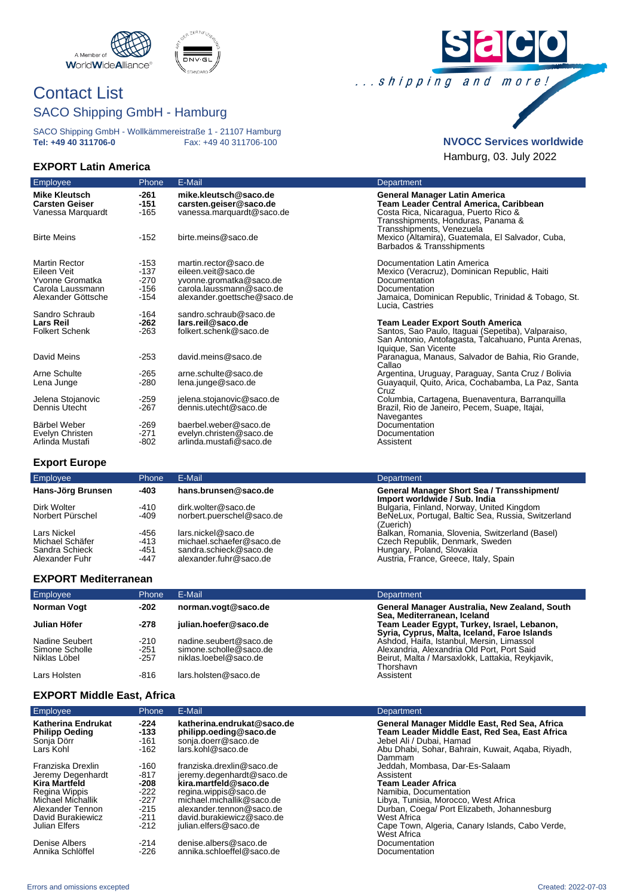A Member of WorldWideAlliance®

# Contact List

## SACO Shipping GmbH - Hamburg

SACO Shipping GmbH - Wollkämmereistraße 1 - 21107 Hamburg
**Tel: +49 40 311706-0** Fax: +49 40 311706-100

saco ...shipping and more!

**NVOCC Services worldwide**

Hamburg, 03. July 2022

### EXPORT Latin America

| Employee | Phone | E-Mail | Department |
|---|---|---|---|
| **Mike Kleutsch** | **-261** | **mike.kleutsch@saco.de** | **General Manager Latin America** |
| **Carsten Geiser** | **-151** | **carsten.geiser@saco.de** | **Team Leader Central America, Caribbean** |
| Vanessa Marquardt | -165 | vanessa.marquardt@saco.de | Costa Rica, Nicaragua, Puerto Rico & Transshipments, Honduras, Panama & Transshipments, Venezuela |
| Birte Meins | -152 | birte.meins@saco.de | Mexico (Altamira), Guatemala, El Salvador, Cuba, Barbados & Transshipments |
| Martin Rector | -153 | martin.rector@saco.de | Documentation Latin America |
| Eileen Veit | -137 | eileen.veit@saco.de | Mexico (Veracruz), Dominican Republic, Haiti |
| Yvonne Gromatka | -270 | yvonne.gromatka@saco.de | Documentation |
| Carola Laussmann | -156 | carola.laussmann@saco.de | Documentation |
| Alexander Göttsche | -154 | alexander.goettsche@saco.de | Jamaica, Dominican Republic, Trinidad & Tobago, St. Lucia, Castries |
| Sandro Schraub | -164 | sandro.schraub@saco.de | |
| **Lars Reil** | **-262** | **lars.reil@saco.de** | **Team Leader Export South America** |
| Folkert Schenk | -263 | folkert.schenk@saco.de | Santos, Sao Paulo, Itaguai (Sepetiba), Valparaiso, San Antonio, Antofagasta, Talcahuano, Punta Arenas, Iquique, San Vicente |
| David Meins | -253 | david.meins@saco.de | Paranagua, Manaus, Salvador de Bahia, Rio Grande, Callao |
| Arne Schulte | -265 | arne.schulte@saco.de | Argentina, Uruguay, Paraguay, Santa Cruz / Bolivia |
| Lena Junge | -280 | lena.junge@saco.de | Guayaquil, Quito, Arica, Cochabamba, La Paz, Santa Cruz |
| Jelena Stojanovic | -259 | jelena.stojanovic@saco.de | Columbia, Cartagena, Buenaventura, Barranquilla |
| Dennis Utecht | -267 | dennis.utecht@saco.de | Brazil, Rio de Janeiro, Pecem, Suape, Itajai, Navegantes |
| Bärbel Weber | -269 | baerbel.weber@saco.de | Documentation |
| Evelyn Christen | -271 | evelyn.christen@saco.de | Documentation |
| Arlinda Mustafi | -802 | arlinda.mustafi@saco.de | Assistent |

### Export Europe

| Employee | Phone | E-Mail | Department |
|---|---|---|---|
| **Hans-Jörg Brunsen** | **-403** | **hans.brunsen@saco.de** | **General Manager Short Sea / Transshipment/ Import worldwide / Sub. India** |
| Dirk Wolter | -410 | dirk.wolter@saco.de | Bulgaria, Finland, Norway, United Kingdom |
| Norbert Pürschel | -409 | norbert.puerschel@saco.de | BeNeLux, Portugal, Baltic Sea, Russia, Switzerland (Zuerich) |
| Lars Nickel | -456 | lars.nickel@saco.de | Balkan, Romania, Slovenia, Switzerland (Basel) |
| Michael Schäfer | -413 | michael.schaefer@saco.de | Czech Republik, Denmark, Sweden |
| Sandra Schieck | -451 | sandra.schieck@saco.de | Hungary, Poland, Slovakia |
| Alexander Fuhr | -447 | alexander.fuhr@saco.de | Austria, France, Greece, Italy, Spain |

### EXPORT Mediterranean

| Employee | Phone | E-Mail | Department |
|---|---|---|---|
| **Norman Vogt** | **-202** | **norman.vogt@saco.de** | **General Manager Australia, New Zealand, South Sea, Mediterranean, Iceland** |
| **Julian Höfer** | **-278** | **julian.hoefer@saco.de** | **Team Leader Egypt, Turkey, Israel, Lebanon, Syria, Cyprus, Malta, Iceland, Faroe Islands** |
| Nadine Seubert | -210 | nadine.seubert@saco.de | Ashdod, Haifa, Istanbul, Mersin, Limassol |
| Simone Scholle | -251 | simone.scholle@saco.de | Alexandria, Alexandria Old Port, Port Said |
| Niklas Löbel | -257 | niklas.loebel@saco.de | Beirut, Malta / Marsaxlokk, Lattakia, Reykjavik, Thorshavn |
| Lars Holsten | -816 | lars.holsten@saco.de | Assistent |

### EXPORT Middle East, Africa

| Employee | Phone | E-Mail | Department |
|---|---|---|---|
| **Katherina Endrukat** | **-224** | **katherina.endrukat@saco.de** | **General Manager Middle East, Red Sea, Africa** |
| **Philipp Oeding** | **-133** | **philipp.oeding@saco.de** | **Team Leader Middle East, Red Sea, East Africa** |
| Sonja Dörr | -161 | sonja.doerr@saco.de | Jebel Ali / Dubai, Hamad |
| Lars Kohl | -162 | lars.kohl@saco.de | Abu Dhabi, Sohar, Bahrain, Kuwait, Aqaba, Riyadh, Dammam |
| Franziska Drexlin | -160 | franziska.drexlin@saco.de | Jeddah, Mombasa, Dar-Es-Salaam |
| Jeremy Degenhardt | -817 | jeremy.degenhardt@saco.de | Assistent |
| **Kira Martfeld** | **-208** | **kira.martfeld@saco.de** | **Team Leader Africa** |
| Regina Wippis | -222 | regina.wippis@saco.de | Namibia, Documentation |
| Michael Michallik | -227 | michael.michallik@saco.de | Libya, Tunisia, Morocco, West Africa |
| Alexander Tennon | -215 | alexander.tennon@saco.de | Durban, Coega/ Port Elizabeth, Johannesburg |
| David Burakiewicz | -211 | david.burakiewicz@saco.de | West Africa |
| Julian Elfers | -212 | julian.elfers@saco.de | Cape Town, Algeria, Canary Islands, Cabo Verde, West Africa |
| Denise Albers | -214 | denise.albers@saco.de | Documentation |
| Annika Schlöffel | -226 | annika.schloeffel@saco.de | Documentation |

Errors and omissions excepted

Created: 2022-07-03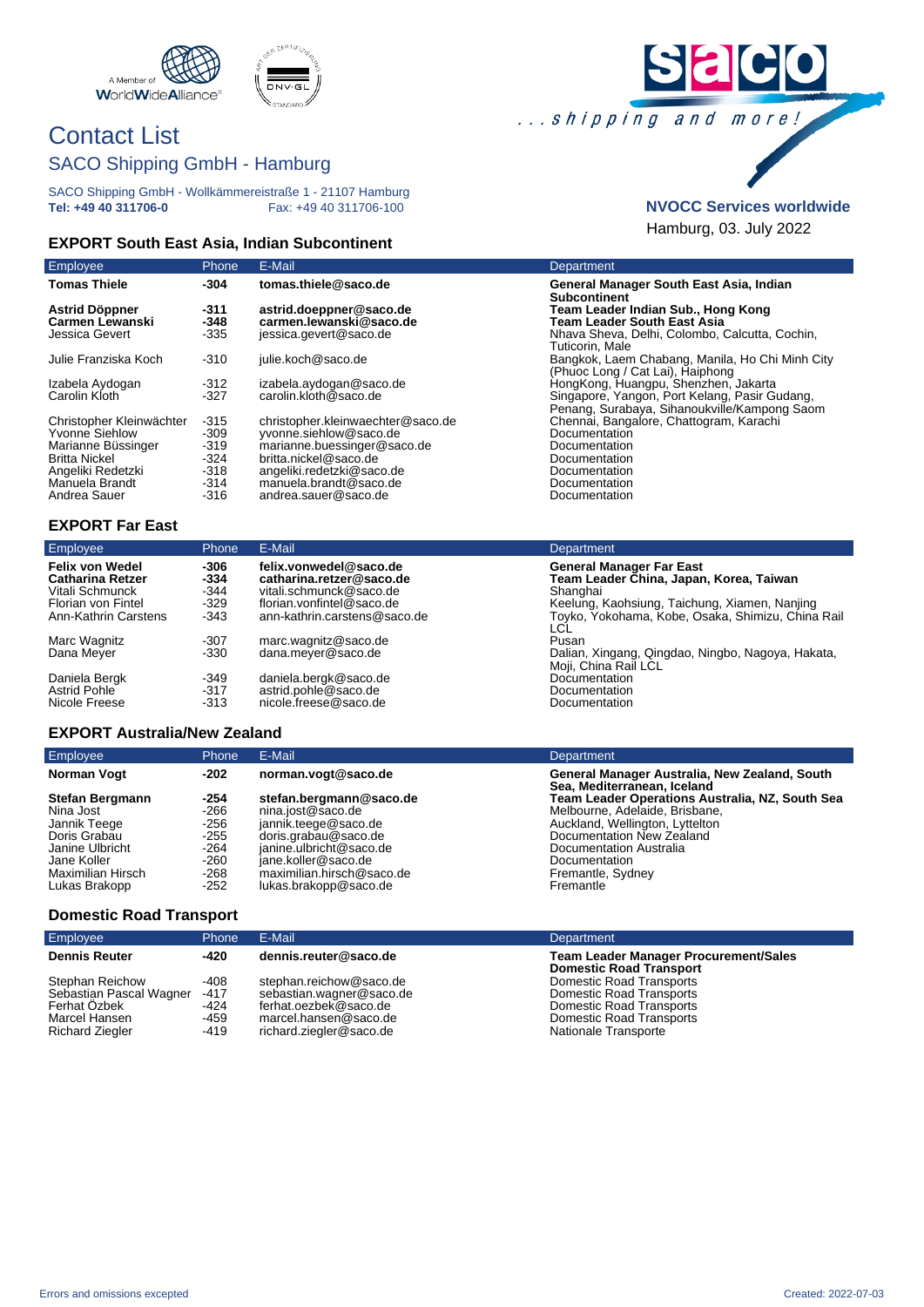A Member of WorldWideAlliance®

# Contact List

## SACO Shipping GmbH - Hamburg

SACO Shipping GmbH - Wollkämmereistraße 1 - 21107 Hamburg
**Tel: +49 40 311706-0** Fax: +49 40 311706-100

saco ...shipping and more!

**NVOCC Services worldwide**

Hamburg, 03. July 2022

### EXPORT South East Asia, Indian Subcontinent

| Employee | Phone | E-Mail | Department |
|---|---|---|---|
| **Tomas Thiele** | **-304** | **tomas.thiele@saco.de** | **General Manager South East Asia, Indian Subcontinent** |
| **Astrid Döppner** | **-311** | **astrid.doeppner@saco.de** | **Team Leader Indian Sub., Hong Kong** |
| **Carmen Lewanski** | **-348** | **carmen.lewanski@saco.de** | **Team Leader South East Asia** |
| Jessica Gevert | -335 | jessica.gevert@saco.de | Nhava Sheva, Delhi, Colombo, Calcutta, Cochin, Tuticorin, Male |
| Julie Franziska Koch | -310 | julie.koch@saco.de | Bangkok, Laem Chabang, Manila, Ho Chi Minh City (Phuoc Long / Cat Lai), Haiphong |
| Izabela Aydogan | -312 | izabela.aydogan@saco.de | HongKong, Huangpu, Shenzhen, Jakarta |
| Carolin Kloth | -327 | carolin.kloth@saco.de | Singapore, Yangon, Port Kelang, Pasir Gudang, Penang, Surabaya, Sihanoukville/Kampong Saom |
| Christopher Kleinwächter | -315 | christopher.kleinwaechter@saco.de | Chennai, Bangalore, Chattogram, Karachi |
| Yvonne Siehlow | -309 | yvonne.siehlow@saco.de | Documentation |
| Marianne Büssinger | -319 | marianne.buessinger@saco.de | Documentation |
| Britta Nickel | -324 | britta.nickel@saco.de | Documentation |
| Angeliki Redetzki | -318 | angeliki.redetzki@saco.de | Documentation |
| Manuela Brandt | -314 | manuela.brandt@saco.de | Documentation |
| Andrea Sauer | -316 | andrea.sauer@saco.de | Documentation |

### EXPORT Far East

| Employee | Phone | E-Mail | Department |
|---|---|---|---|
| **Felix von Wedel** | **-306** | **felix.vonwedel@saco.de** | **General Manager Far East** |
| **Catharina Retzer** | **-334** | **catharina.retzer@saco.de** | **Team Leader China, Japan, Korea, Taiwan** |
| Vitali Schmunck | -344 | vitali.schmunck@saco.de | Shanghai |
| Florian von Fintel | -329 | florian.vonfintel@saco.de | Keelung, Kaohsiung, Taichung, Xiamen, Nanjing |
| Ann-Kathrin Carstens | -343 | ann-kathrin.carstens@saco.de | Toyko, Yokohama, Kobe, Osaka, Shimizu, China Rail LCL |
| Marc Wagnitz | -307 | marc.wagnitz@saco.de | Pusan |
| Dana Meyer | -330 | dana.meyer@saco.de | Dalian, Xingang, Qingdao, Ningbo, Nagoya, Hakata, Moji, China Rail LCL |
| Daniela Bergk | -349 | daniela.bergk@saco.de | Documentation |
| Astrid Pohle | -317 | astrid.pohle@saco.de | Documentation |
| Nicole Freese | -313 | nicole.freese@saco.de | Documentation |

### EXPORT Australia/New Zealand

| Employee | Phone | E-Mail | Department |
|---|---|---|---|
| **Norman Vogt** | **-202** | **norman.vogt@saco.de** | **General Manager Australia, New Zealand, South Sea, Mediterranean, Iceland** |
| **Stefan Bergmann** | **-254** | **stefan.bergmann@saco.de** | **Team Leader Operations Australia, NZ, South Sea** |
| Nina Jost | -266 | nina.jost@saco.de | Melbourne, Adelaide, Brisbane, |
| Jannik Teege | -256 | jannik.teege@saco.de | Auckland, Wellington, Lyttelton |
| Doris Grabau | -255 | doris.grabau@saco.de | Documentation New Zealand |
| Janine Ulbricht | -264 | janine.ulbricht@saco.de | Documentation Australia |
| Jane Koller | -260 | jane.koller@saco.de | Documentation |
| Maximilian Hirsch | -268 | maximilian.hirsch@saco.de | Fremantle, Sydney |
| Lukas Brakopp | -252 | lukas.brakopp@saco.de | Fremantle |

### Domestic Road Transport

| Employee | Phone | E-Mail | Department |
|---|---|---|---|
| **Dennis Reuter** | **-420** | **dennis.reuter@saco.de** | **Team Leader Manager Procurement/Sales Domestic Road Transport** |
| Stephan Reichow | -408 | stephan.reichow@saco.de | Domestic Road Transports |
| Sebastian Pascal Wagner | -417 | sebastian.wagner@saco.de | Domestic Road Transports |
| Ferhat Özbek | -424 | ferhat.oezbek@saco.de | Domestic Road Transports |
| Marcel Hansen | -459 | marcel.hansen@saco.de | Domestic Road Transports |
| Richard Ziegler | -419 | richard.ziegler@saco.de | Nationale Transporte |

Errors and omissions excepted

Created: 2022-07-03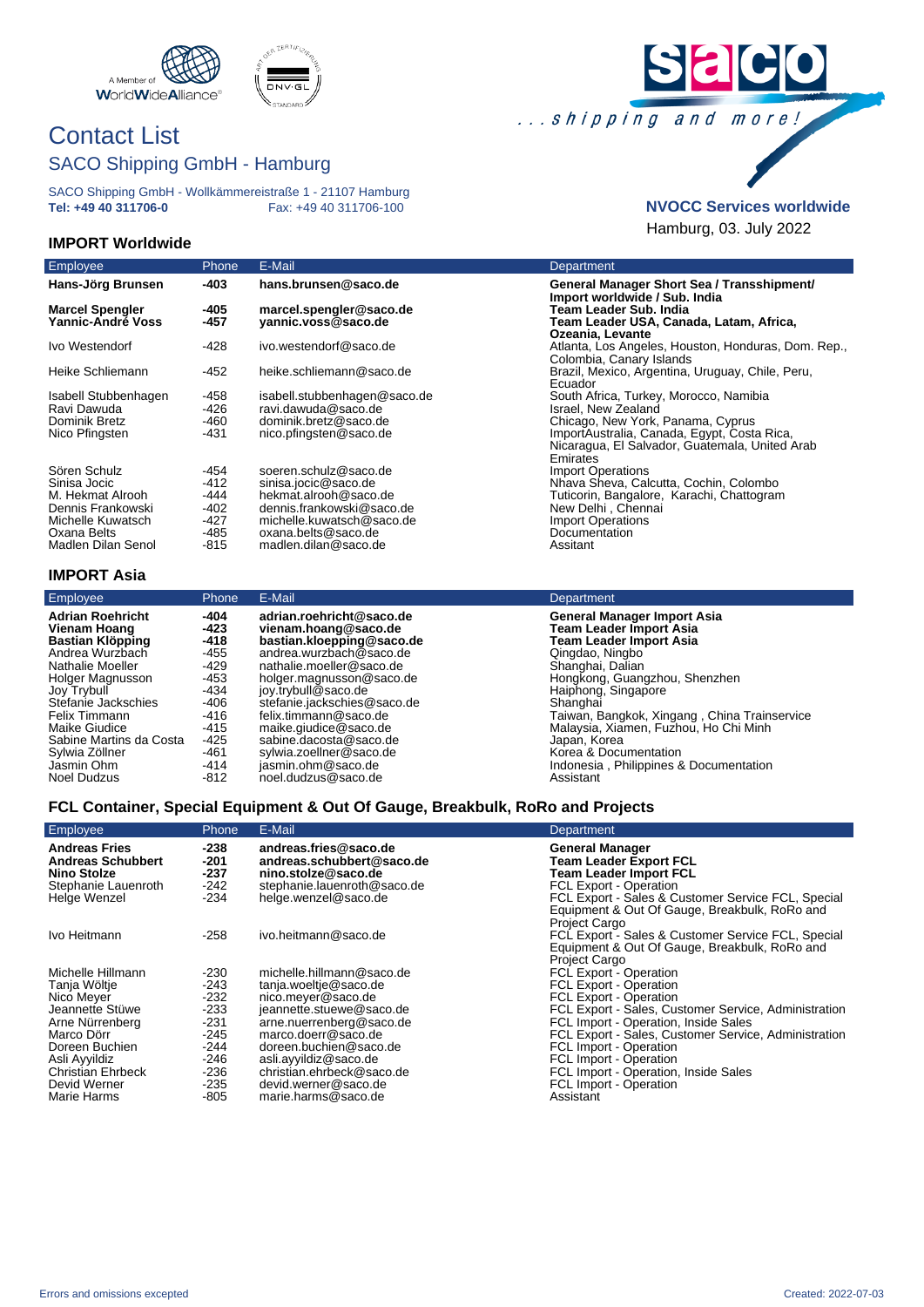A Member of WorldWideAlliance®

# Contact List

## SACO Shipping GmbH - Hamburg

SACO Shipping GmbH - Wollkämmereistraße 1 - 21107 Hamburg
**Tel: +49 40 311706-0** Fax: +49 40 311706-100

saco ...shipping and more!

**NVOCC Services worldwide**

Hamburg, 03. July 2022

### IMPORT Worldwide

| Employee | Phone | E-Mail | Department |
|---|---|---|---|
| **Hans-Jörg Brunsen** | **-403** | **hans.brunsen@saco.de** | **General Manager Short Sea / Transshipment/ Import worldwide / Sub. India** |
| **Marcel Spengler** | **-405** | **marcel.spengler@saco.de** | **Team Leader Sub. India** |
| **Yannic-André Voss** | **-457** | **yannic.voss@saco.de** | **Team Leader USA, Canada, Latam, Africa, Ozeania, Levante** |
| Ivo Westendorf | -428 | ivo.westendorf@saco.de | Atlanta, Los Angeles, Houston, Honduras, Dom. Rep., Colombia, Canary Islands |
| Heike Schliemann | -452 | heike.schliemann@saco.de | Brazil, Mexico, Argentina, Uruguay, Chile, Peru, Ecuador |
| Isabell Stubbenhagen | -458 | isabell.stubbenhagen@saco.de | South Africa, Turkey, Morocco, Namibia |
| Ravi Dawuda | -426 | ravi.dawuda@saco.de | Israel, New Zealand |
| Dominik Bretz | -460 | dominik.bretz@saco.de | Chicago, New York, Panama, Cyprus |
| Nico Pfingsten | -431 | nico.pfingsten@saco.de | ImportAustralia, Canada, Egypt, Costa Rica, Nicaragua, El Salvador, Guatemala, United Arab Emirates |
| Sören Schulz | -454 | soeren.schulz@saco.de | Import Operations |
| Sinisa Jocic | -412 | sinisa.jocic@saco.de | Nhava Sheva, Calcutta, Cochin, Colombo |
| M. Hekmat Alrooh | -444 | hekmat.alrooh@saco.de | Tuticorin, Bangalore, Karachi, Chattogram |
| Dennis Frankowski | -402 | dennis.frankowski@saco.de | New Delhi , Chennai |
| Michelle Kuwatsch | -427 | michelle.kuwatsch@saco.de | Import Operations |
| Oxana Belts | -485 | oxana.belts@saco.de | Documentation |
| Madlen Dilan Senol | -815 | madlen.dilan@saco.de | Assitant |

### IMPORT Asia

| Employee | Phone | E-Mail | Department |
|---|---|---|---|
| **Adrian Roehricht** | **-404** | **adrian.roehricht@saco.de** | **General Manager Import Asia** |
| **Vienam Hoang** | **-423** | **vienam.hoang@saco.de** | **Team Leader Import Asia** |
| **Bastian Klöpping** | **-418** | **bastian.kloepping@saco.de** | **Team Leader Import Asia** |
| Andrea Wurzbach | -455 | andrea.wurzbach@saco.de | Qingdao, Ningbo |
| Nathalie Moeller | -429 | nathalie.moeller@saco.de | Shanghai, Dalian |
| Holger Magnusson | -453 | holger.magnusson@saco.de | Hongkong, Guangzhou, Shenzhen |
| Joy Trybull | -434 | joy.trybull@saco.de | Haiphong, Singapore |
| Stefanie Jackschies | -406 | stefanie.jackschies@saco.de | Shanghai |
| Felix Timmann | -416 | felix.timmann@saco.de | Taiwan, Bangkok, Xingang , China Trainservice |
| Maike Giudice | -415 | maike.giudice@saco.de | Malaysia, Xiamen, Fuzhou, Ho Chi Minh |
| Sabine Martins da Costa | -425 | sabine.dacosta@saco.de | Japan, Korea |
| Sylwia Zöllner | -461 | sylwia.zoellner@saco.de | Korea & Documentation |
| Jasmin Ohm | -414 | jasmin.ohm@saco.de | Indonesia , Philippines & Documentation |
| Noel Dudzus | -812 | noel.dudzus@saco.de | Assistant |

### FCL Container, Special Equipment & Out Of Gauge, Breakbulk, RoRo and Projects

| Employee | Phone | E-Mail | Department |
|---|---|---|---|
| **Andreas Fries** | **-238** | **andreas.fries@saco.de** | **General Manager** |
| **Andreas Schubbert** | **-201** | **andreas.schubbert@saco.de** | **Team Leader Export FCL** |
| **Nino Stolze** | **-237** | **nino.stolze@saco.de** | **Team Leader Import FCL** |
| Stephanie Lauenroth | -242 | stephanie.lauenroth@saco.de | FCL Export - Operation |
| Helge Wenzel | -234 | helge.wenzel@saco.de | FCL Export - Sales & Customer Service FCL, Special Equipment & Out Of Gauge, Breakbulk, RoRo and Project Cargo |
| Ivo Heitmann | -258 | ivo.heitmann@saco.de | FCL Export - Sales & Customer Service FCL, Special Equipment & Out Of Gauge, Breakbulk, RoRo and Project Cargo |
| Michelle Hillmann | -230 | michelle.hillmann@saco.de | FCL Export - Operation |
| Tanja Wöltje | -243 | tanja.woeltje@saco.de | FCL Export - Operation |
| Nico Meyer | -232 | nico.meyer@saco.de | FCL Export - Operation |
| Jeannette Stüwe | -233 | jeannette.stuewe@saco.de | FCL Export - Sales, Customer Service, Administration |
| Arne Nürrenberg | -231 | arne.nuerrenberg@saco.de | FCL Import - Operation, Inside Sales |
| Marco Dörr | -245 | marco.doerr@saco.de | FCL Export - Sales, Customer Service, Administration |
| Doreen Buchien | -244 | doreen.buchien@saco.de | FCL Import - Operation |
| Asli Ayyildiz | -246 | asli.ayyildiz@saco.de | FCL Import - Operation |
| Christian Ehrbeck | -236 | christian.ehrbeck@saco.de | FCL Import - Operation, Inside Sales |
| Devid Werner | -235 | devid.werner@saco.de | FCL Import - Operation |
| Marie Harms | -805 | marie.harms@saco.de | Assistant |

Errors and omissions excepted

Created: 2022-07-03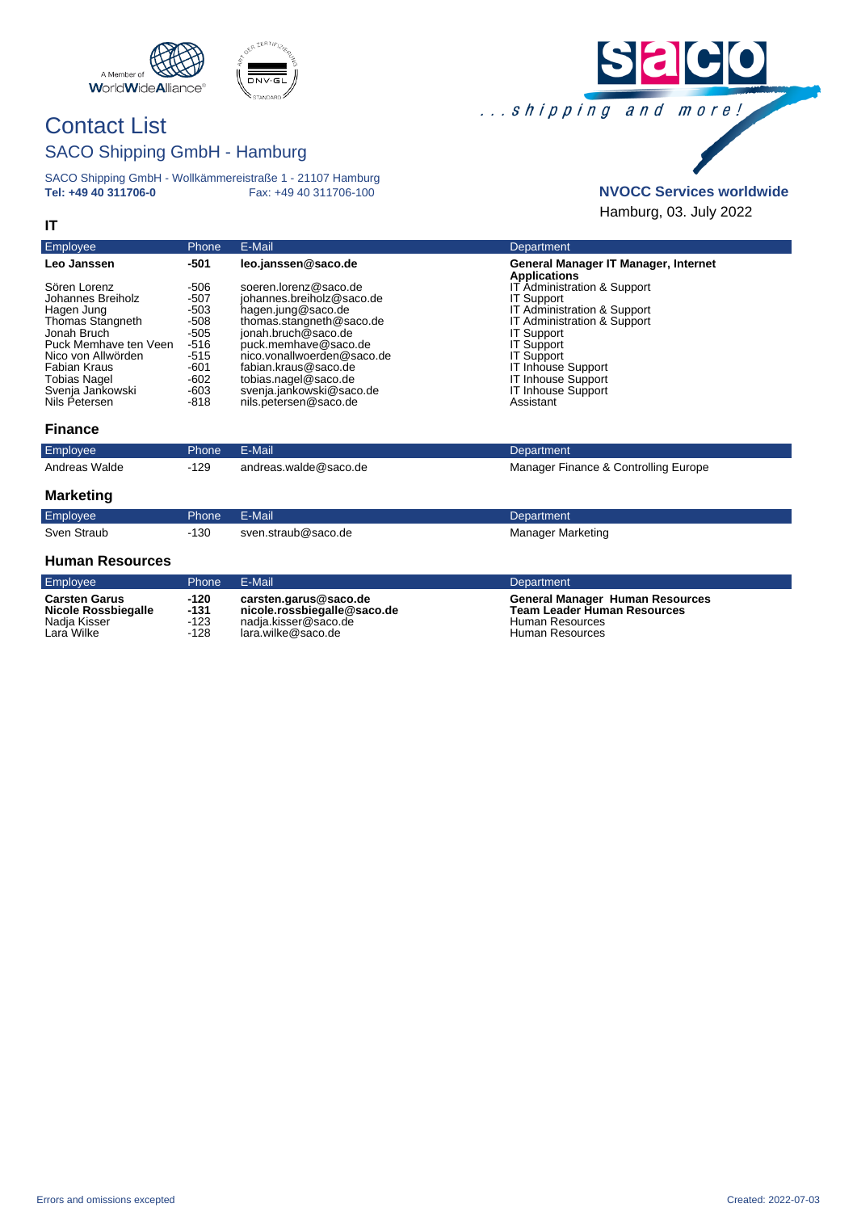A Member of WorldWideAlliance®

...shipping and more!

# Contact List

## SACO Shipping GmbH - Hamburg

SACO Shipping GmbH - Wollkämmereistraße 1 - 21107 Hamburg
**Tel: +49 40 311706-0** Fax: +49 40 311706-100

**NVOCC Services worldwide**
Hamburg, 03. July 2022

### IT

| Employee | Phone | E-Mail | Department |
|---|---|---|---|
| **Leo Janssen** | **-501** | **leo.janssen@saco.de** | **General Manager IT Manager, Internet Applications** |
| Sören Lorenz | -506 | soeren.lorenz@saco.de | IT Administration & Support |
| Johannes Breiholz | -507 | johannes.breiholz@saco.de | IT Support |
| Hagen Jung | -503 | hagen.jung@saco.de | IT Administration & Support |
| Thomas Stangneth | -508 | thomas.stangneth@saco.de | IT Administration & Support |
| Jonah Bruch | -505 | jonah.bruch@saco.de | IT Support |
| Puck Memhave ten Veen | -516 | puck.memhave@saco.de | IT Support |
| Nico von Allwörden | -515 | nico.vonallwoerden@saco.de | IT Support |
| Fabian Kraus | -601 | fabian.kraus@saco.de | IT Inhouse Support |
| Tobias Nagel | -602 | tobias.nagel@saco.de | IT Inhouse Support |
| Svenja Jankowski | -603 | svenja.jankowski@saco.de | IT Inhouse Support |
| Nils Petersen | -818 | nils.petersen@saco.de | Assistant |

### Finance

| Employee | Phone | E-Mail | Department |
|---|---|---|---|
| Andreas Walde | -129 | andreas.walde@saco.de | Manager Finance & Controlling Europe |

### Marketing

| Employee | Phone | E-Mail | Department |
|---|---|---|---|
| Sven Straub | -130 | sven.straub@saco.de | Manager Marketing |

### Human Resources

| Employee | Phone | E-Mail | Department |
|---|---|---|---|
| **Carsten Garus** | **-120** | **carsten.garus@saco.de** | **General Manager Human Resources** |
| **Nicole Rossbiegalle** | **-131** | **nicole.rossbiegalle@saco.de** | **Team Leader Human Resources** |
| Nadja Kisser | -123 | nadja.kisser@saco.de | Human Resources |
| Lara Wilke | -128 | lara.wilke@saco.de | Human Resources |

Errors and omissions excepted

Created: 2022-07-03